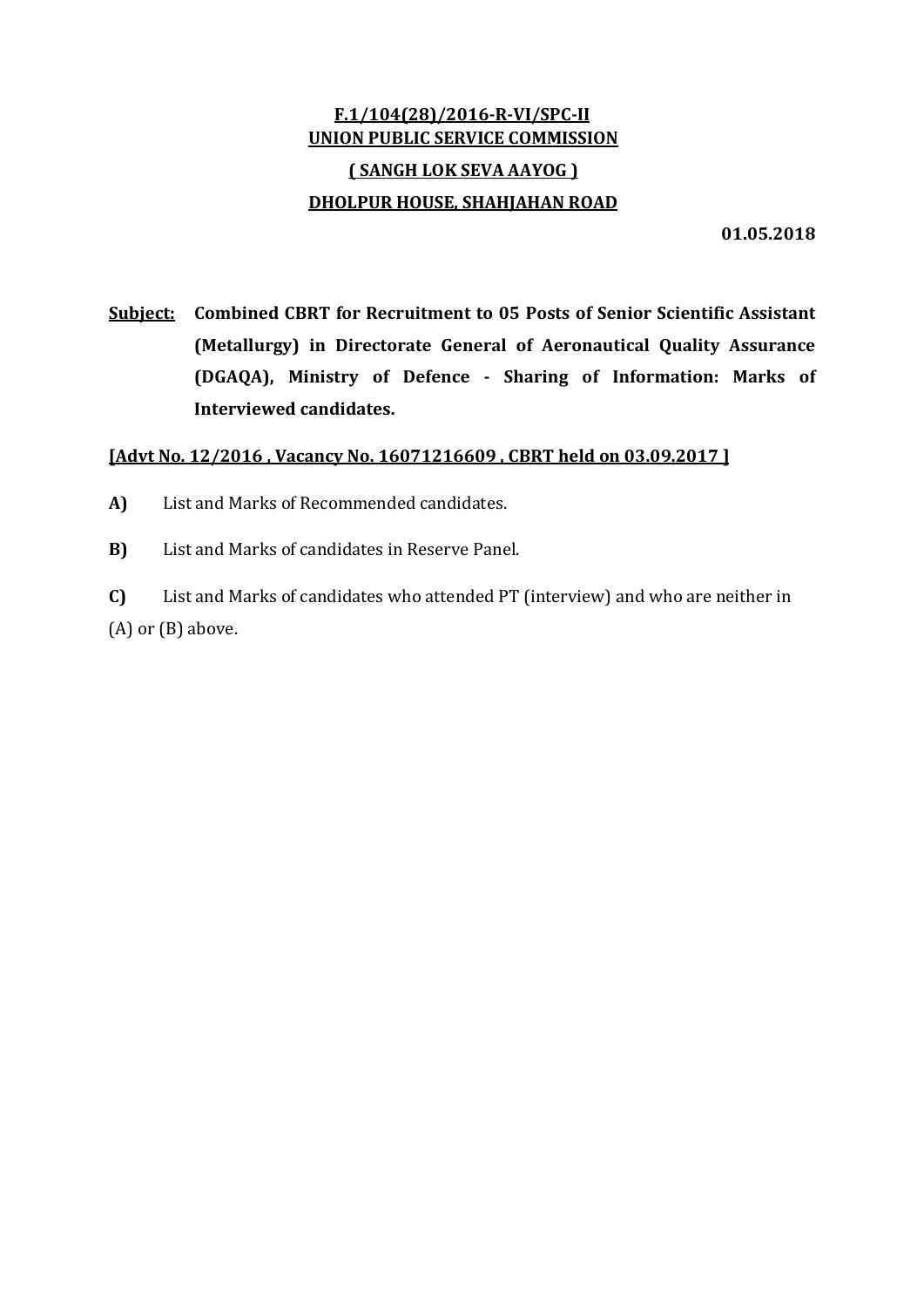**F.1/104(28)/2016-R-VI/SPC-II**
**UNION PUBLIC SERVICE COMMISSION**
**( SANGH LOK SEVA AAYOG )**
**DHOLPUR HOUSE, SHAHJAHAN ROAD**

**01.05.2018**

**Subject:** **Combined CBRT for Recruitment to 05 Posts of Senior Scientific Assistant (Metallurgy) in Directorate General of Aeronautical Quality Assurance (DGAQA), Ministry of Defence - Sharing of Information: Marks of Interviewed candidates.**

**[Advt No. 12/2016 , Vacancy No. 16071216609 , CBRT held on 03.09.2017 ]**

**A)** List and Marks of Recommended candidates.

**B)** List and Marks of candidates in Reserve Panel.

**C)** List and Marks of candidates who attended PT (interview) and who are neither in (A) or (B) above.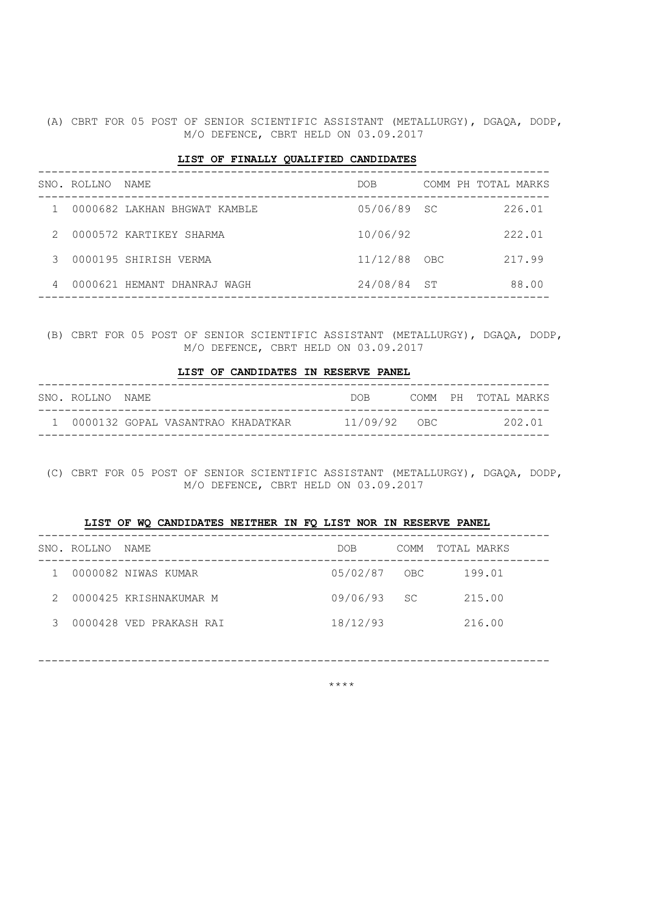(A) CBRT FOR 05 POST OF SENIOR SCIENTIFIC ASSISTANT (METALLURGY), DGAQA, DODP, M/O DEFENCE, CBRT HELD ON 03.09.2017

**LIST OF FINALLY QUALIFIED CANDIDATES**

| SNO. | ROLLNO | NAME | DOB | COMM | PH | TOTAL MARKS |
|---|---|---|---|---|---|---|
| 1 | 0000682 | LAKHAN BHGWAT KAMBLE | 05/06/89 | SC | | 226.01 |
| 2 | 0000572 | KARTIKEY SHARMA | 10/06/92 | | | 222.01 |
| 3 | 0000195 | SHIRISH VERMA | 11/12/88 | OBC | | 217.99 |
| 4 | 0000621 | HEMANT DHANRAJ WAGH | 24/08/84 | ST | | 88.00 |

(B) CBRT FOR 05 POST OF SENIOR SCIENTIFIC ASSISTANT (METALLURGY), DGAQA, DODP, M/O DEFENCE, CBRT HELD ON 03.09.2017

**LIST OF CANDIDATES IN RESERVE PANEL**

| SNO. | ROLLNO | NAME | DOB | COMM | PH | TOTAL MARKS |
|---|---|---|---|---|---|---|
| 1 | 0000132 | GOPAL VASANTRAO KHADATKAR | 11/09/92 | OBC | | 202.01 |

(C) CBRT FOR 05 POST OF SENIOR SCIENTIFIC ASSISTANT (METALLURGY), DGAQA, DODP, M/O DEFENCE, CBRT HELD ON 03.09.2017

**LIST OF WQ CANDIDATES NEITHER IN FQ LIST NOR IN RESERVE PANEL**

| SNO. | ROLLNO | NAME | DOB | COMM | TOTAL MARKS |
|---|---|---|---|---|---|
| 1 | 0000082 | NIWAS KUMAR | 05/02/87 | OBC | 199.01 |
| 2 | 0000425 | KRISHNAKUMAR M | 09/06/93 | SC | 215.00 |
| 3 | 0000428 | VED PRAKASH RAI | 18/12/93 | | 216.00 |

****